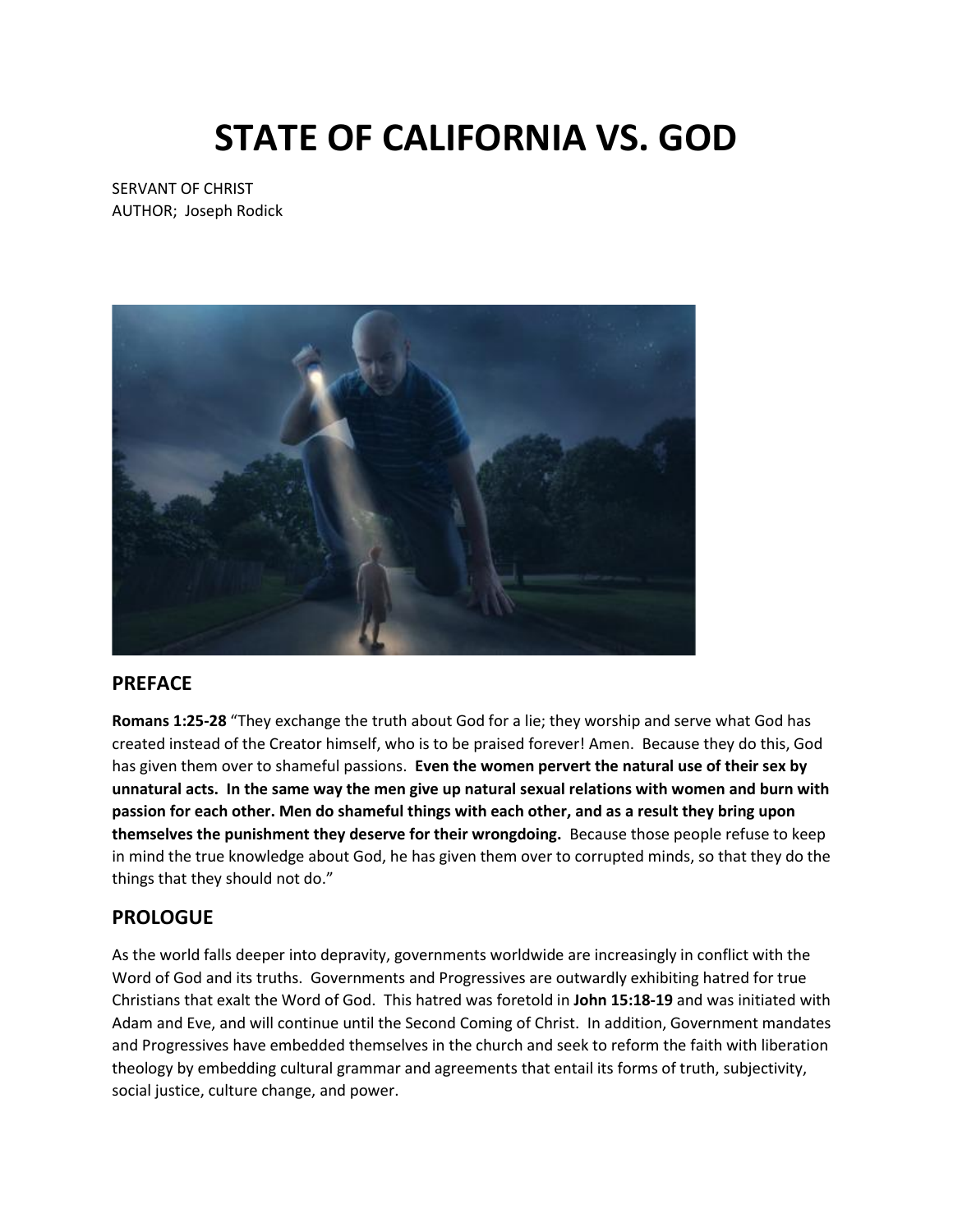# STATE OF CALIFORNIA VS. GOD

SERVANT OF CHRIST
AUTHOR; Joseph Rodick

## PREFACE

**Romans 1:25-28** "They exchange the truth about God for a lie; they worship and serve what God has created instead of the Creator himself, who is to be praised forever! Amen. Because they do this, God has given them over to shameful passions. **Even the women pervert the natural use of their sex by unnatural acts. In the same way the men give up natural sexual relations with women and burn with passion for each other. Men do shameful things with each other, and as a result they bring upon themselves the punishment they deserve for their wrongdoing.** Because those people refuse to keep in mind the true knowledge about God, he has given them over to corrupted minds, so that they do the things that they should not do."

## PROLOGUE

As the world falls deeper into depravity, governments worldwide are increasingly in conflict with the Word of God and its truths. Governments and Progressives are outwardly exhibiting hatred for true Christians that exalt the Word of God. This hatred was foretold in **John 15:18-19** and was initiated with Adam and Eve, and will continue until the Second Coming of Christ. In addition, Government mandates and Progressives have embedded themselves in the church and seek to reform the faith with liberation theology by embedding cultural grammar and agreements that entail its forms of truth, subjectivity, social justice, culture change, and power.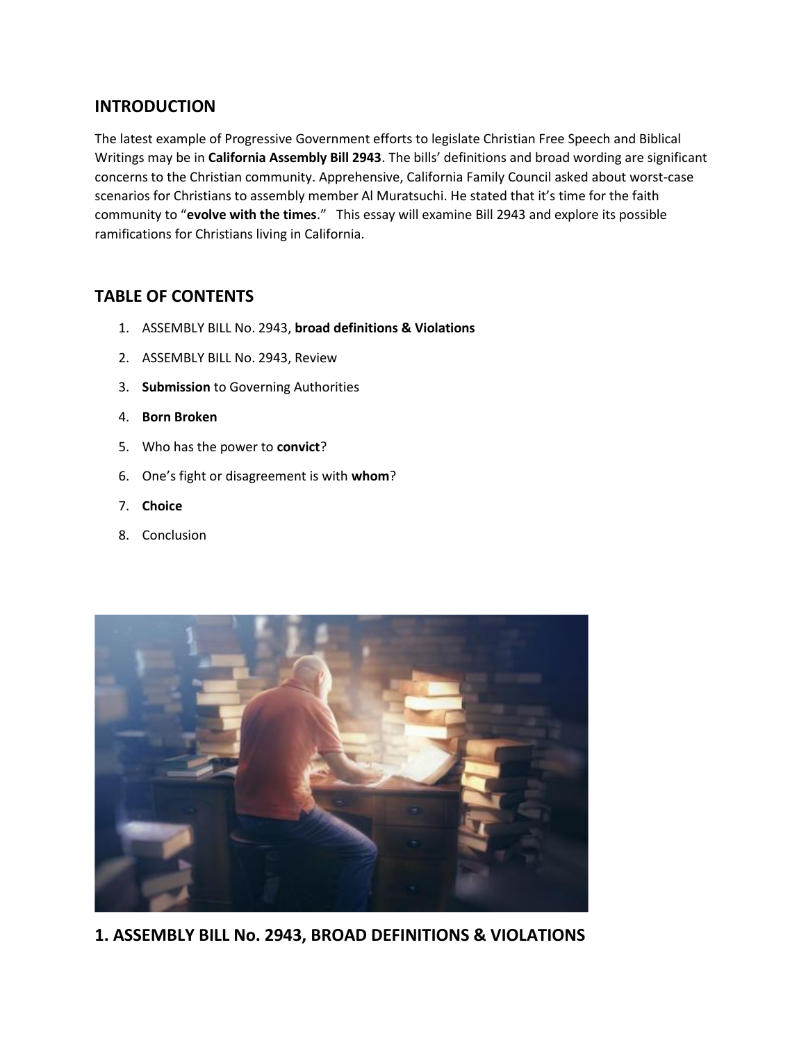## INTRODUCTION

The latest example of Progressive Government efforts to legislate Christian Free Speech and Biblical Writings may be in **California Assembly Bill 2943**. The bills' definitions and broad wording are significant concerns to the Christian community. Apprehensive, California Family Council asked about worst-case scenarios for Christians to assembly member Al Muratsuchi. He stated that it's time for the faith community to "**evolve with the times**." This essay will examine Bill 2943 and explore its possible ramifications for Christians living in California.

## TABLE OF CONTENTS

1. ASSEMBLY BILL No. 2943, **broad definitions & Violations**
2. ASSEMBLY BILL No. 2943, Review
3. **Submission** to Governing Authorities
4. **Born Broken**
5. Who has the power to **convict**?
6. One's fight or disagreement is with **whom**?
7. **Choice**
8. Conclusion

## 1. ASSEMBLY BILL No. 2943, BROAD DEFINITIONS & VIOLATIONS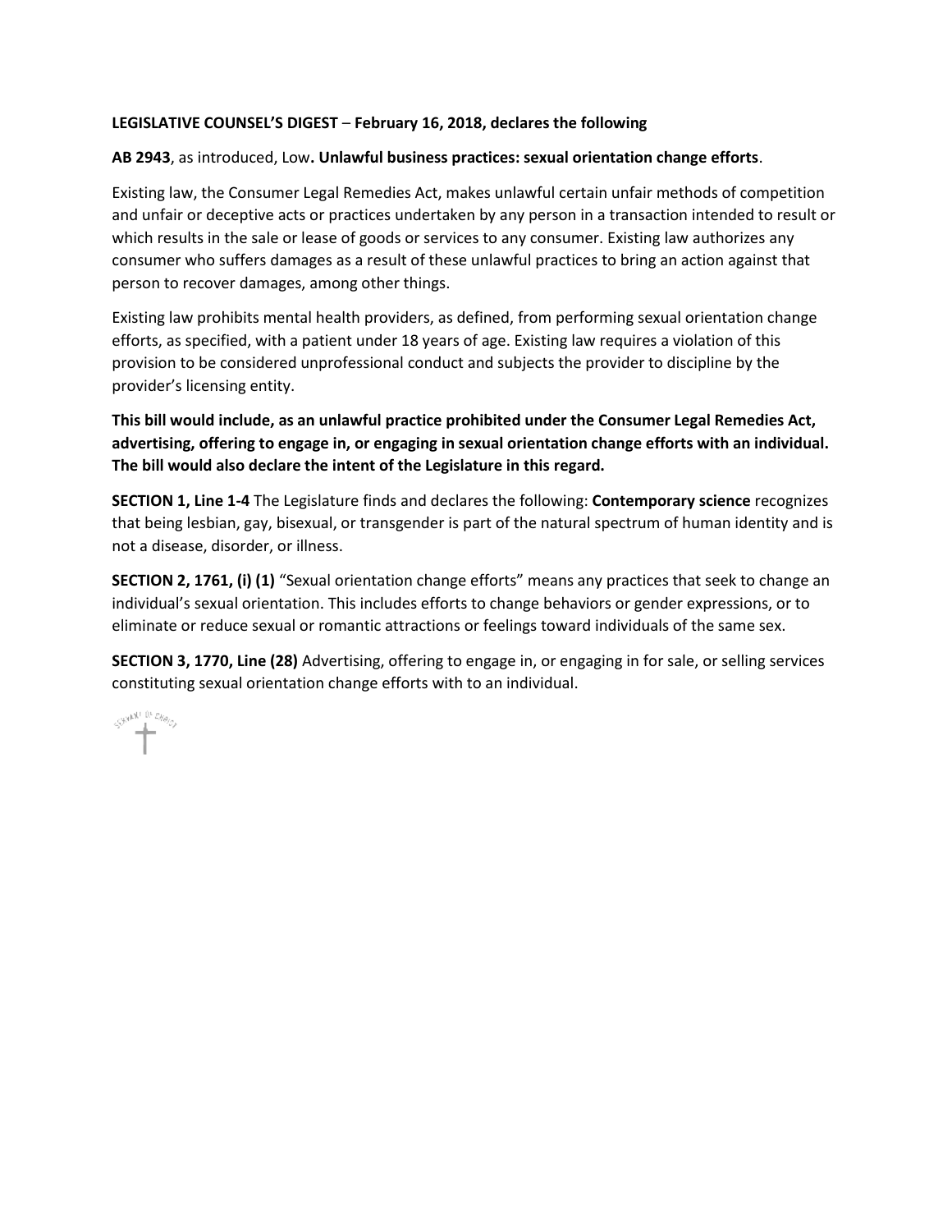**LEGISLATIVE COUNSEL'S DIGEST** – **February 16, 2018, declares the following**

**AB 2943**, as introduced, Low**. Unlawful business practices: sexual orientation change efforts**.

Existing law, the Consumer Legal Remedies Act, makes unlawful certain unfair methods of competition and unfair or deceptive acts or practices undertaken by any person in a transaction intended to result or which results in the sale or lease of goods or services to any consumer. Existing law authorizes any consumer who suffers damages as a result of these unlawful practices to bring an action against that person to recover damages, among other things.

Existing law prohibits mental health providers, as defined, from performing sexual orientation change efforts, as specified, with a patient under 18 years of age. Existing law requires a violation of this provision to be considered unprofessional conduct and subjects the provider to discipline by the provider's licensing entity.

**This bill would include, as an unlawful practice prohibited under the Consumer Legal Remedies Act, advertising, offering to engage in, or engaging in sexual orientation change efforts with an individual. The bill would also declare the intent of the Legislature in this regard.**

**SECTION 1, Line 1-4** The Legislature finds and declares the following: **Contemporary science** recognizes that being lesbian, gay, bisexual, or transgender is part of the natural spectrum of human identity and is not a disease, disorder, or illness.

**SECTION 2, 1761, (i) (1)** "Sexual orientation change efforts" means any practices that seek to change an individual's sexual orientation. This includes efforts to change behaviors or gender expressions, or to eliminate or reduce sexual or romantic attractions or feelings toward individuals of the same sex.

**SECTION 3, 1770, Line (28)** Advertising, offering to engage in, or engaging in for sale, or selling services constituting sexual orientation change efforts with to an individual.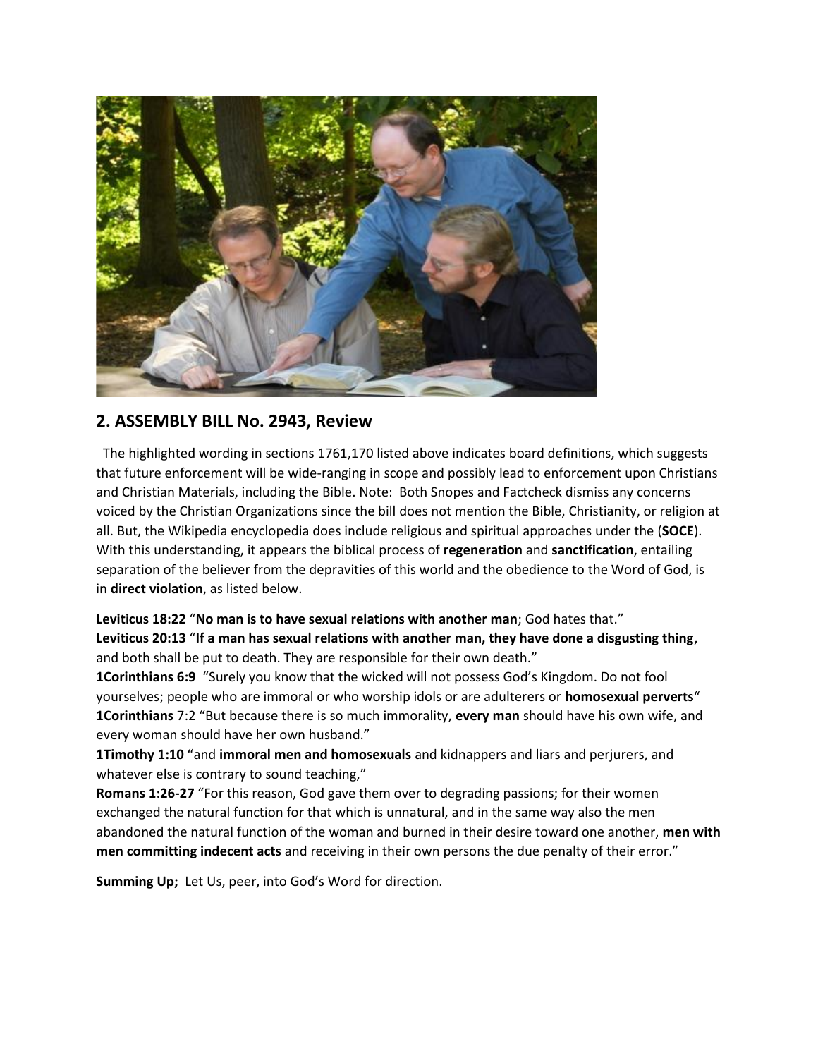## 2. ASSEMBLY BILL No. 2943, Review

The highlighted wording in sections 1761,170 listed above indicates board definitions, which suggests that future enforcement will be wide-ranging in scope and possibly lead to enforcement upon Christians and Christian Materials, including the Bible. Note: Both Snopes and Factcheck dismiss any concerns voiced by the Christian Organizations since the bill does not mention the Bible, Christianity, or religion at all. But, the Wikipedia encyclopedia does include religious and spiritual approaches under the (**SOCE**). With this understanding, it appears the biblical process of **regeneration** and **sanctification**, entailing separation of the believer from the depravities of this world and the obedience to the Word of God, is in **direct violation**, as listed below.

**Leviticus 18:22** "**No man is to have sexual relations with another man**; God hates that."
**Leviticus 20:13** "**If a man has sexual relations with another man, they have done a disgusting thing**, and both shall be put to death. They are responsible for their own death."
**1Corinthians 6:9** "Surely you know that the wicked will not possess God's Kingdom. Do not fool yourselves; people who are immoral or who worship idols or are adulterers or **homosexual perverts**"
**1Corinthians** 7:2 "But because there is so much immorality, **every man** should have his own wife, and every woman should have her own husband."
**1Timothy 1:10** "and **immoral men and homosexuals** and kidnappers and liars and perjurers, and whatever else is contrary to sound teaching,"
**Romans 1:26-27** "For this reason, God gave them over to degrading passions; for their women exchanged the natural function for that which is unnatural, and in the same way also the men abandoned the natural function of the woman and burned in their desire toward one another, **men with men committing indecent acts** and receiving in their own persons the due penalty of their error."

**Summing Up;** Let Us, peer, into God's Word for direction.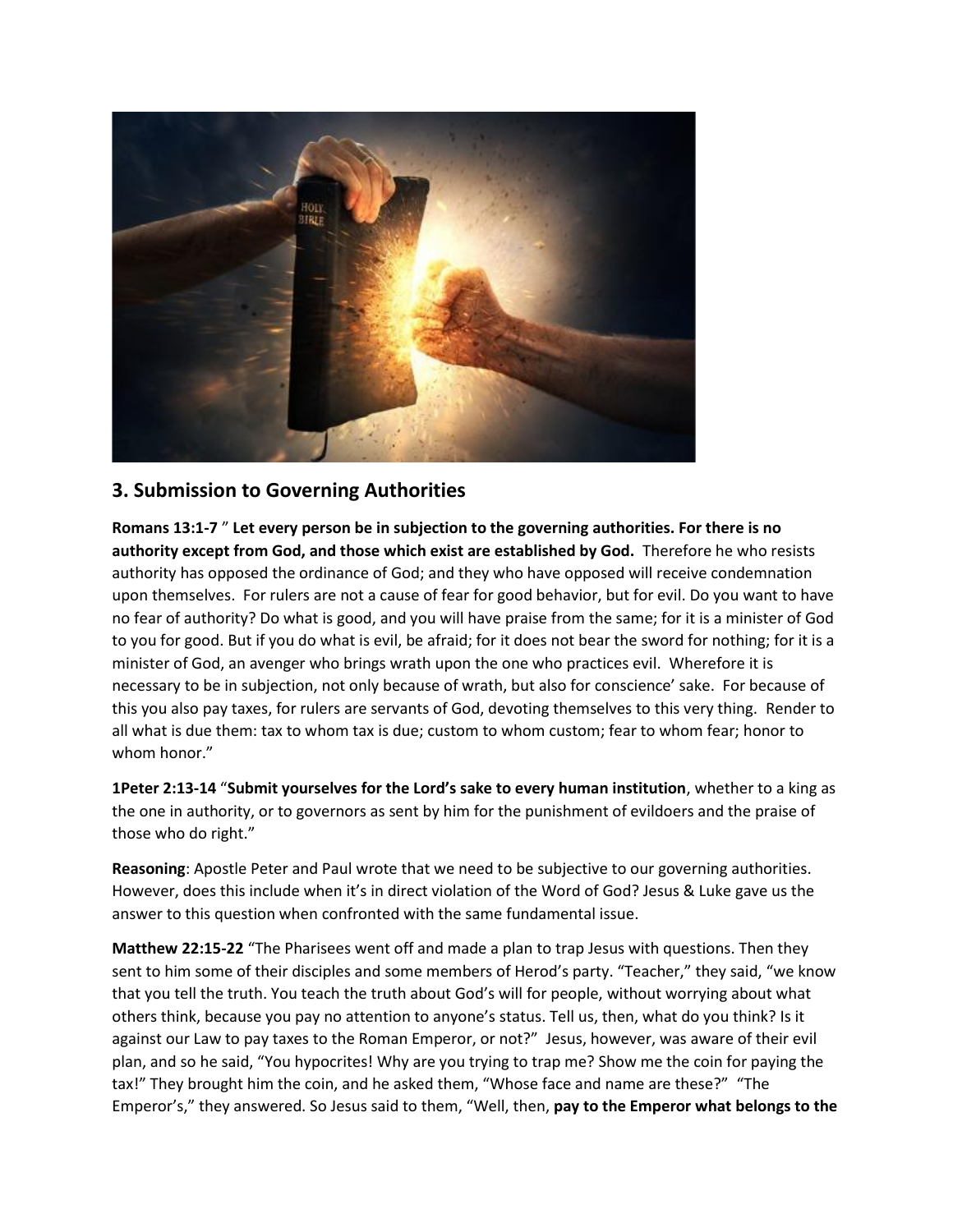## 3. Submission to Governing Authorities

**Romans 13:1-7** " **Let every person be in subjection to the governing authorities. For there is no authority except from God, and those which exist are established by God.** Therefore he who resists authority has opposed the ordinance of God; and they who have opposed will receive condemnation upon themselves. For rulers are not a cause of fear for good behavior, but for evil. Do you want to have no fear of authority? Do what is good, and you will have praise from the same; for it is a minister of God to you for good. But if you do what is evil, be afraid; for it does not bear the sword for nothing; for it is a minister of God, an avenger who brings wrath upon the one who practices evil. Wherefore it is necessary to be in subjection, not only because of wrath, but also for conscience' sake. For because of this you also pay taxes, for rulers are servants of God, devoting themselves to this very thing. Render to all what is due them: tax to whom tax is due; custom to whom custom; fear to whom fear; honor to whom honor."

**1Peter 2:13-14** "**Submit yourselves for the Lord's sake to every human institution**, whether to a king as the one in authority, or to governors as sent by him for the punishment of evildoers and the praise of those who do right."

**Reasoning**: Apostle Peter and Paul wrote that we need to be subjective to our governing authorities. However, does this include when it's in direct violation of the Word of God? Jesus & Luke gave us the answer to this question when confronted with the same fundamental issue.

**Matthew 22:15-22** "The Pharisees went off and made a plan to trap Jesus with questions. Then they sent to him some of their disciples and some members of Herod's party. "Teacher," they said, "we know that you tell the truth. You teach the truth about God's will for people, without worrying about what others think, because you pay no attention to anyone's status. Tell us, then, what do you think? Is it against our Law to pay taxes to the Roman Emperor, or not?" Jesus, however, was aware of their evil plan, and so he said, "You hypocrites! Why are you trying to trap me? Show me the coin for paying the tax!" They brought him the coin, and he asked them, "Whose face and name are these?" "The Emperor's," they answered. So Jesus said to them, "Well, then, **pay to the Emperor what belongs to the**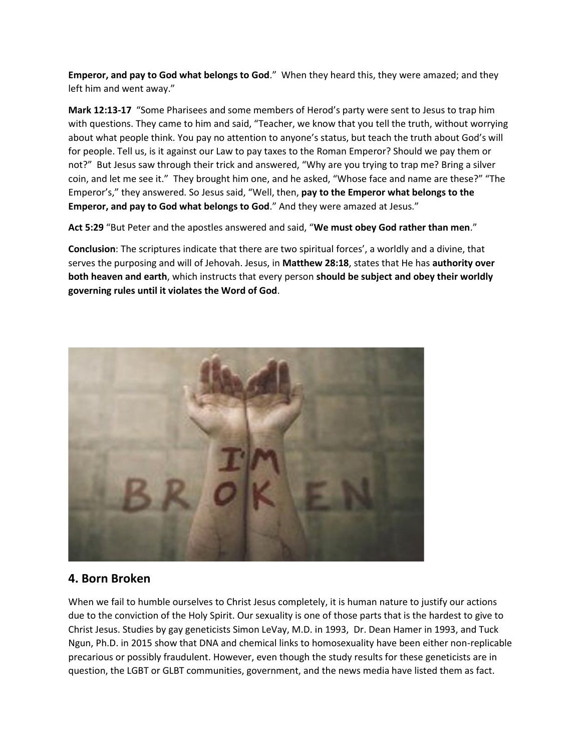**Emperor, and pay to God what belongs to God**." When they heard this, they were amazed; and they left him and went away."

**Mark 12:13-17** "Some Pharisees and some members of Herod's party were sent to Jesus to trap him with questions. They came to him and said, "Teacher, we know that you tell the truth, without worrying about what people think. You pay no attention to anyone's status, but teach the truth about God's will for people. Tell us, is it against our Law to pay taxes to the Roman Emperor? Should we pay them or not?" But Jesus saw through their trick and answered, "Why are you trying to trap me? Bring a silver coin, and let me see it." They brought him one, and he asked, "Whose face and name are these?" "The Emperor's," they answered. So Jesus said, "Well, then, **pay to the Emperor what belongs to the Emperor, and pay to God what belongs to God**." And they were amazed at Jesus."

**Act 5:29** "But Peter and the apostles answered and said, "**We must obey God rather than men**."

**Conclusion**: The scriptures indicate that there are two spiritual forces', a worldly and a divine, that serves the purposing and will of Jehovah. Jesus, in **Matthew 28:18**, states that He has **authority over both heaven and earth**, which instructs that every person **should be subject and obey their worldly governing rules until it violates the Word of God**.

## 4. Born Broken

When we fail to humble ourselves to Christ Jesus completely, it is human nature to justify our actions due to the conviction of the Holy Spirit. Our sexuality is one of those parts that is the hardest to give to Christ Jesus. Studies by gay geneticists Simon LeVay, M.D. in 1993, Dr. Dean Hamer in 1993, and Tuck Ngun, Ph.D. in 2015 show that DNA and chemical links to homosexuality have been either non-replicable precarious or possibly fraudulent. However, even though the study results for these geneticists are in question, the LGBT or GLBT communities, government, and the news media have listed them as fact.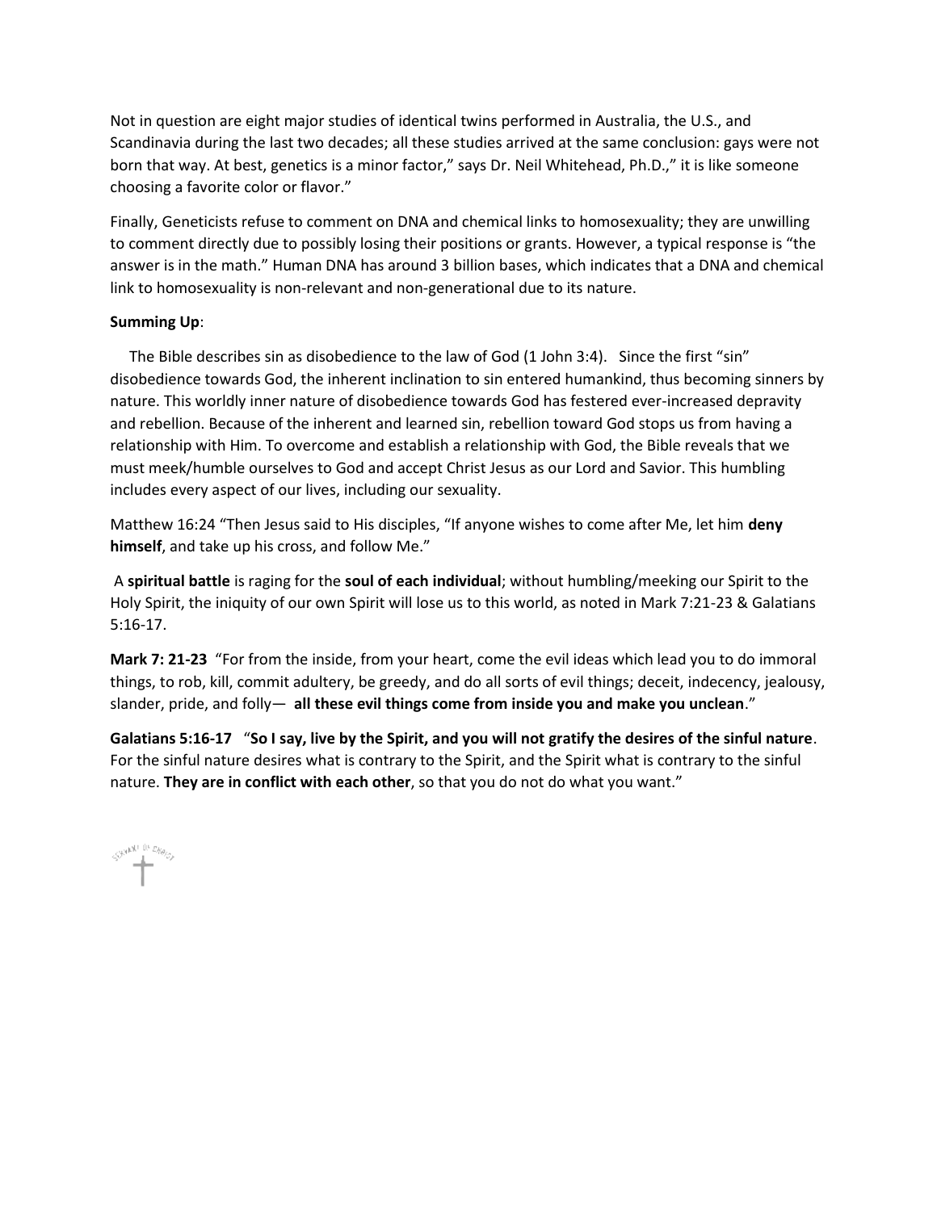Not in question are eight major studies of identical twins performed in Australia, the U.S., and Scandinavia during the last two decades; all these studies arrived at the same conclusion: gays were not born that way. At best, genetics is a minor factor," says Dr. Neil Whitehead, Ph.D.," it is like someone choosing a favorite color or flavor."

Finally, Geneticists refuse to comment on DNA and chemical links to homosexuality; they are unwilling to comment directly due to possibly losing their positions or grants. However, a typical response is "the answer is in the math." Human DNA has around 3 billion bases, which indicates that a DNA and chemical link to homosexuality is non-relevant and non-generational due to its nature.

**Summing Up**:

The Bible describes sin as disobedience to the law of God (1 John 3:4). Since the first "sin" disobedience towards God, the inherent inclination to sin entered humankind, thus becoming sinners by nature. This worldly inner nature of disobedience towards God has festered ever-increased depravity and rebellion. Because of the inherent and learned sin, rebellion toward God stops us from having a relationship with Him. To overcome and establish a relationship with God, the Bible reveals that we must meek/humble ourselves to God and accept Christ Jesus as our Lord and Savior. This humbling includes every aspect of our lives, including our sexuality.

Matthew 16:24 "Then Jesus said to His disciples, "If anyone wishes to come after Me, let him **deny himself**, and take up his cross, and follow Me."

A **spiritual battle** is raging for the **soul of each individual**; without humbling/meeking our Spirit to the Holy Spirit, the iniquity of our own Spirit will lose us to this world, as noted in Mark 7:21-23 & Galatians 5:16-17.

**Mark 7: 21-23** "For from the inside, from your heart, come the evil ideas which lead you to do immoral things, to rob, kill, commit adultery, be greedy, and do all sorts of evil things; deceit, indecency, jealousy, slander, pride, and folly— **all these evil things come from inside you and make you unclean**."

**Galatians 5:16-17** "**So I say, live by the Spirit, and you will not gratify the desires of the sinful nature**. For the sinful nature desires what is contrary to the Spirit, and the Spirit what is contrary to the sinful nature. **They are in conflict with each other**, so that you do not do what you want."

SERVANT OF CHRIST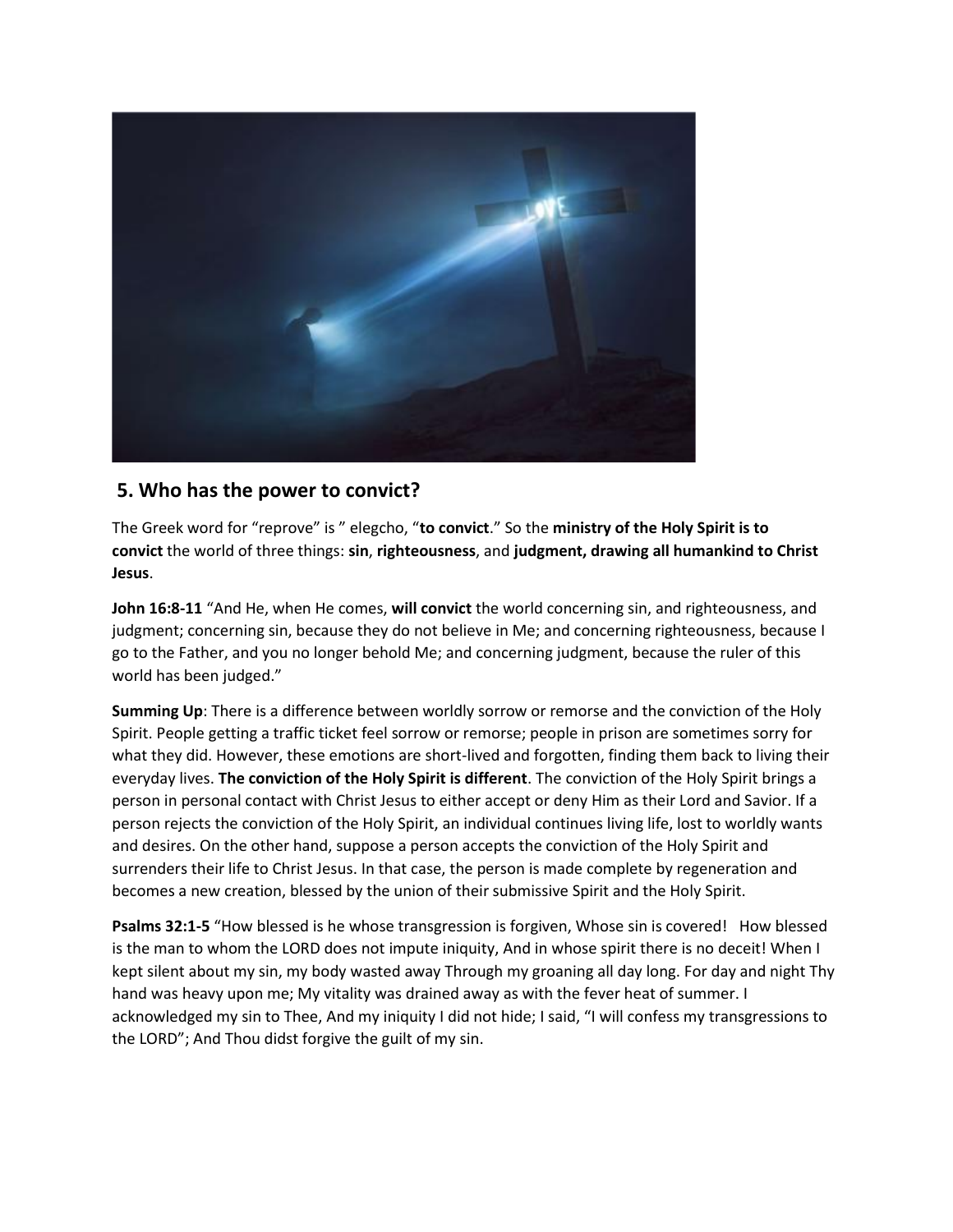## 5. Who has the power to convict?

The Greek word for “reprove” is ” elegcho, “**to convict**.” So the **ministry of the Holy Spirit is to convict** the world of three things: **sin**, **righteousness**, and **judgment, drawing all humankind to Christ Jesus**.

**John 16:8-11** “And He, when He comes, **will convict** the world concerning sin, and righteousness, and judgment; concerning sin, because they do not believe in Me; and concerning righteousness, because I go to the Father, and you no longer behold Me; and concerning judgment, because the ruler of this world has been judged.”

**Summing Up**: There is a difference between worldly sorrow or remorse and the conviction of the Holy Spirit. People getting a traffic ticket feel sorrow or remorse; people in prison are sometimes sorry for what they did. However, these emotions are short-lived and forgotten, finding them back to living their everyday lives. **The conviction of the Holy Spirit is different**. The conviction of the Holy Spirit brings a person in personal contact with Christ Jesus to either accept or deny Him as their Lord and Savior. If a person rejects the conviction of the Holy Spirit, an individual continues living life, lost to worldly wants and desires. On the other hand, suppose a person accepts the conviction of the Holy Spirit and surrenders their life to Christ Jesus. In that case, the person is made complete by regeneration and becomes a new creation, blessed by the union of their submissive Spirit and the Holy Spirit.

**Psalms 32:1-5** “How blessed is he whose transgression is forgiven, Whose sin is covered! How blessed is the man to whom the LORD does not impute iniquity, And in whose spirit there is no deceit! When I kept silent about my sin, my body wasted away Through my groaning all day long. For day and night Thy hand was heavy upon me; My vitality was drained away as with the fever heat of summer. I acknowledged my sin to Thee, And my iniquity I did not hide; I said, “I will confess my transgressions to the LORD”; And Thou didst forgive the guilt of my sin.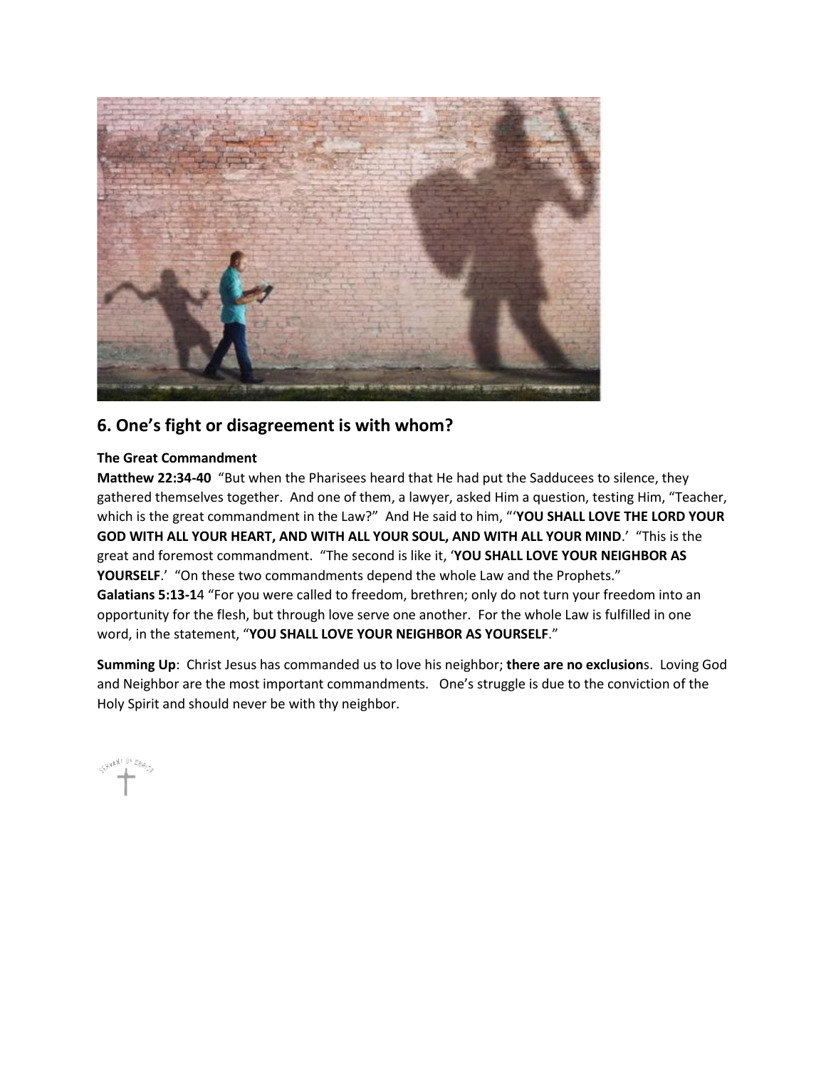## 6. One's fight or disagreement is with whom?

**The Great Commandment**

**Matthew 22:34-40** "But when the Pharisees heard that He had put the Sadducees to silence, they gathered themselves together. And one of them, a lawyer, asked Him a question, testing Him, "Teacher, which is the great commandment in the Law?" And He said to him, "'**YOU SHALL LOVE THE LORD YOUR GOD WITH ALL YOUR HEART, AND WITH ALL YOUR SOUL, AND WITH ALL YOUR MIND**.' "This is the great and foremost commandment. "The second is like it, '**YOU SHALL LOVE YOUR NEIGHBOR AS YOURSELF**.' "On these two commandments depend the whole Law and the Prophets."

**Galatians 5:13-1**4 "For you were called to freedom, brethren; only do not turn your freedom into an opportunity for the flesh, but through love serve one another. For the whole Law is fulfilled in one word, in the statement, "**YOU SHALL LOVE YOUR NEIGHBOR AS YOURSELF**."

**Summing Up**: Christ Jesus has commanded us to love his neighbor; **there are no exclusion**s. Loving God and Neighbor are the most important commandments. One's struggle is due to the conviction of the Holy Spirit and should never be with thy neighbor.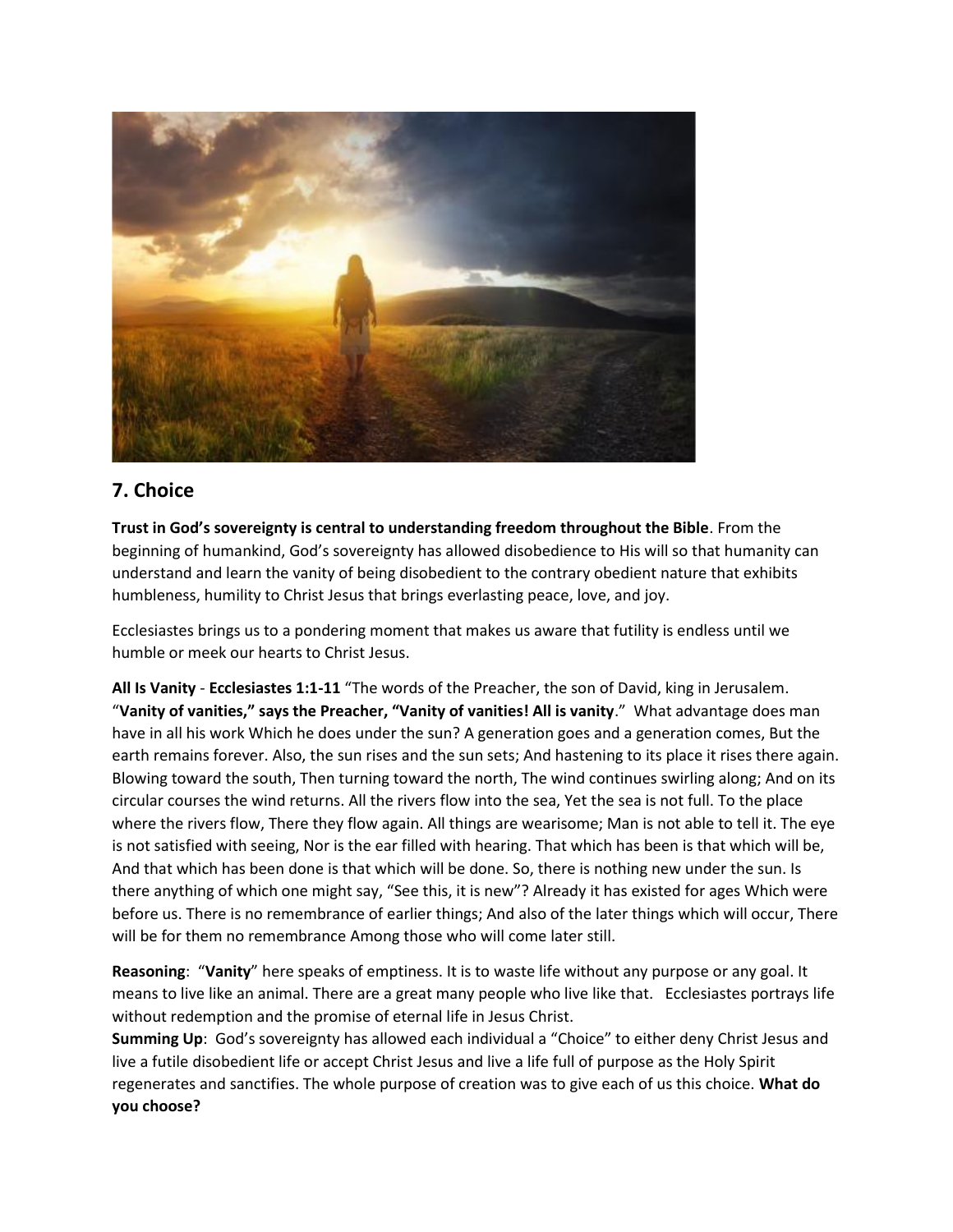## 7. Choice

**Trust in God's sovereignty is central to understanding freedom throughout the Bible**. From the beginning of humankind, God's sovereignty has allowed disobedience to His will so that humanity can understand and learn the vanity of being disobedient to the contrary obedient nature that exhibits humbleness, humility to Christ Jesus that brings everlasting peace, love, and joy.

Ecclesiastes brings us to a pondering moment that makes us aware that futility is endless until we humble or meek our hearts to Christ Jesus.

**All Is Vanity** - **Ecclesiastes 1:1-11** "The words of the Preacher, the son of David, king in Jerusalem. "**Vanity of vanities," says the Preacher, "Vanity of vanities! All is vanity**." What advantage does man have in all his work Which he does under the sun? A generation goes and a generation comes, But the earth remains forever. Also, the sun rises and the sun sets; And hastening to its place it rises there again. Blowing toward the south, Then turning toward the north, The wind continues swirling along; And on its circular courses the wind returns. All the rivers flow into the sea, Yet the sea is not full. To the place where the rivers flow, There they flow again. All things are wearisome; Man is not able to tell it. The eye is not satisfied with seeing, Nor is the ear filled with hearing. That which has been is that which will be, And that which has been done is that which will be done. So, there is nothing new under the sun. Is there anything of which one might say, "See this, it is new"? Already it has existed for ages Which were before us. There is no remembrance of earlier things; And also of the later things which will occur, There will be for them no remembrance Among those who will come later still.

**Reasoning**: "**Vanity**" here speaks of emptiness. It is to waste life without any purpose or any goal. It means to live like an animal. There are a great many people who live like that. Ecclesiastes portrays life without redemption and the promise of eternal life in Jesus Christ.
**Summing Up**: God's sovereignty has allowed each individual a "Choice" to either deny Christ Jesus and live a futile disobedient life or accept Christ Jesus and live a life full of purpose as the Holy Spirit regenerates and sanctifies. The whole purpose of creation was to give each of us this choice. **What do you choose?**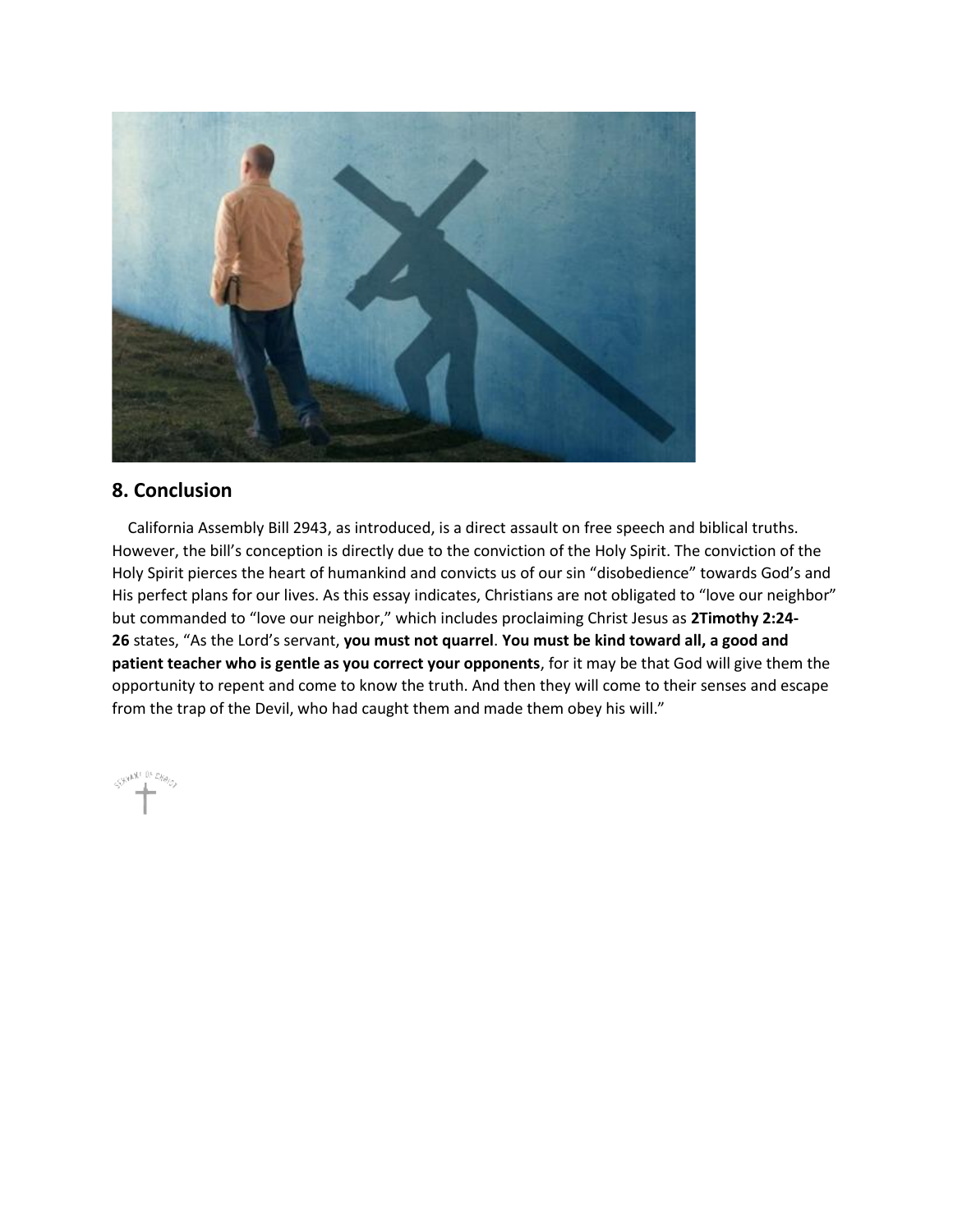## 8. Conclusion

California Assembly Bill 2943, as introduced, is a direct assault on free speech and biblical truths. However, the bill's conception is directly due to the conviction of the Holy Spirit. The conviction of the Holy Spirit pierces the heart of humankind and convicts us of our sin "disobedience" towards God's and His perfect plans for our lives. As this essay indicates, Christians are not obligated to "love our neighbor" but commanded to "love our neighbor," which includes proclaiming Christ Jesus as **2Timothy 2:24-26** states, "As the Lord's servant, **you must not quarrel**. **You must be kind toward all, a good and patient teacher who is gentle as you correct your opponents**, for it may be that God will give them the opportunity to repent and come to know the truth. And then they will come to their senses and escape from the trap of the Devil, who had caught them and made them obey his will."